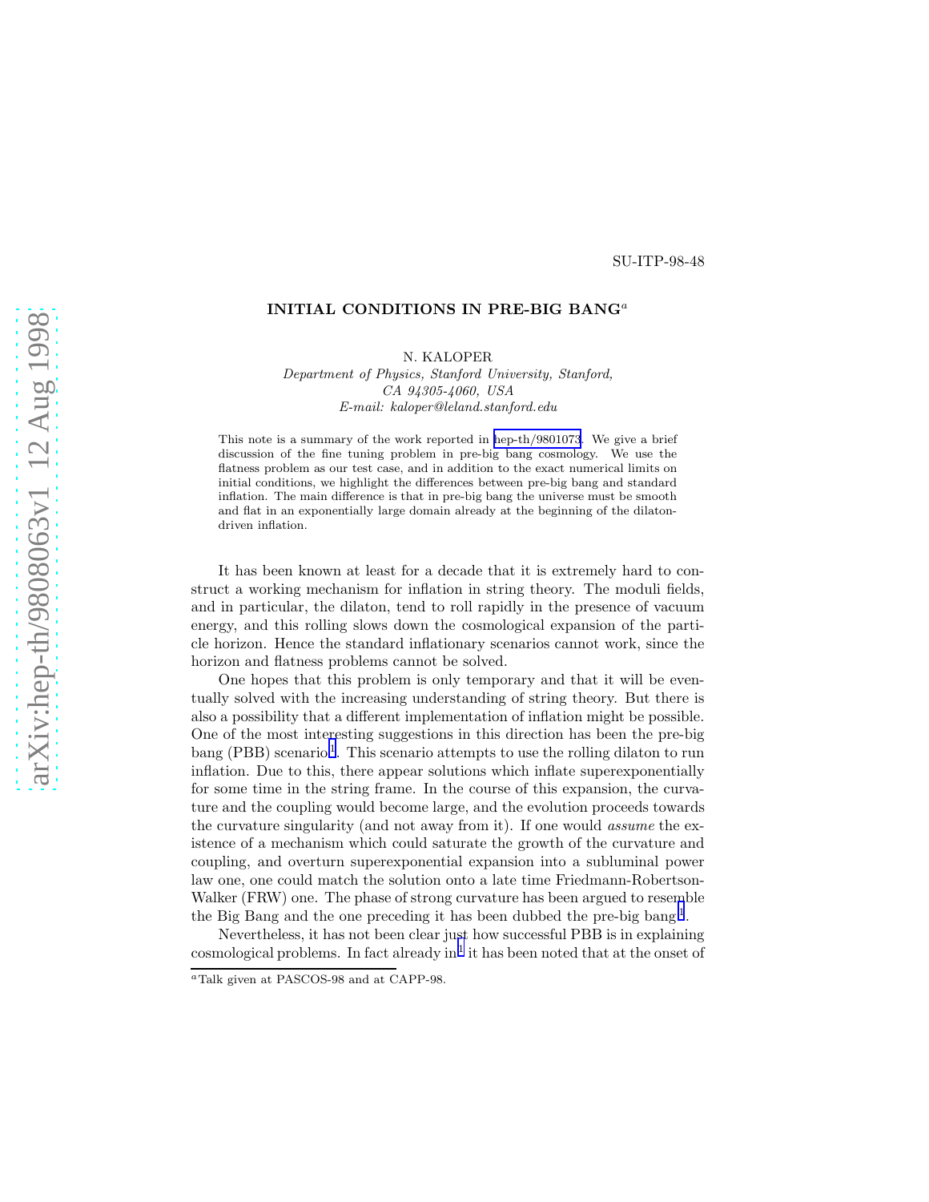SU-ITP-98-48

# INITIAL CONDITIONS IN PRE-BIG BANG[a]

N. KALOPER

*Department of Physics, Stanford University, Stanford, CA 94305-4060, USA*
*E-mail: kaloper@leland.stanford.edu*

This note is a summary of the work reported in hep-th/9801073. We give a brief discussion of the fine tuning problem in pre-big bang cosmology. We use the flatness problem as our test case, and in addition to the exact numerical limits on initial conditions, we highlight the differences between pre-big bang and standard inflation. The main difference is that in pre-big bang the universe must be smooth and flat in an exponentially large domain already at the beginning of the dilaton-driven inflation.

It has been known at least for a decade that it is extremely hard to construct a working mechanism for inflation in string theory. The moduli fields, and in particular, the dilaton, tend to roll rapidly in the presence of vacuum energy, and this rolling slows down the cosmological expansion of the particle horizon. Hence the standard inflationary scenarios cannot work, since the horizon and flatness problems cannot be solved.

One hopes that this problem is only temporary and that it will be eventually solved with the increasing understanding of string theory. But there is also a possibility that a different implementation of inflation might be possible. One of the most interesting suggestions in this direction has been the pre-big bang (PBB) scenario[1]. This scenario attempts to use the rolling dilaton to run inflation. Due to this, there appear solutions which inflate superexponentially for some time in the string frame. In the course of this expansion, the curvature and the coupling would become large, and the evolution proceeds towards the curvature singularity (and not away from it). If one would *assume* the existence of a mechanism which could saturate the growth of the curvature and coupling, and overturn superexponential expansion into a subluminal power law one, one could match the solution onto a late time Friedmann-Robertson-Walker (FRW) one. The phase of strong curvature has been argued to resemble the Big Bang and the one preceding it has been dubbed the pre-big bang[1].

Nevertheless, it has not been clear just how successful PBB is in explaining cosmological problems. In fact already in[1] it has been noted that at the onset of

[a] Talk given at PASCOS-98 and at CAPP-98.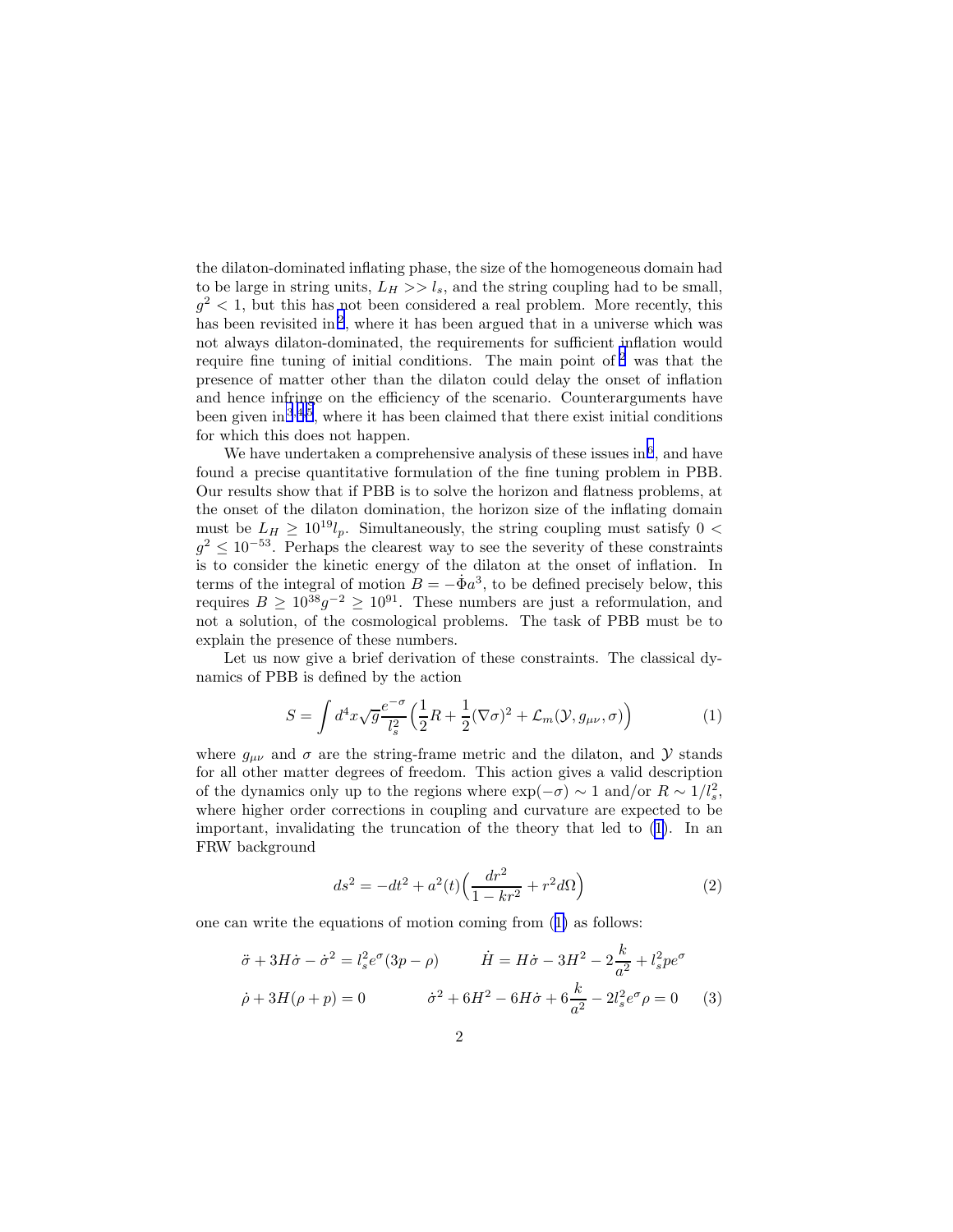the dilaton-dominated inflating phase, the size of the homogeneous domain had to be large in string units, $L_H >> l_s$, and the string coupling had to be small, $g^2 < 1$, but this has not been considered a real problem. More recently, this has been revisited in [2], where it has been argued that in a universe which was not always dilaton-dominated, the requirements for sufficient inflation would require fine tuning of initial conditions. The main point of [2] was that the presence of matter other than the dilaton could delay the onset of inflation and hence infringe on the efficiency of the scenario. Counterarguments have been given in [3,4,5], where it has been claimed that there exist initial conditions for which this does not happen.

We have undertaken a comprehensive analysis of these issues in [6], and have found a precise quantitative formulation of the fine tuning problem in PBB. Our results show that if PBB is to solve the horizon and flatness problems, at the onset of the dilaton domination, the horizon size of the inflating domain must be $L_H \geq 10^{19} l_p$. Simultaneously, the string coupling must satisfy $0 < g^2 \leq 10^{-53}$. Perhaps the clearest way to see the severity of these constraints is to consider the kinetic energy of the dilaton at the onset of inflation. In terms of the integral of motion $B = -\dot{\Phi} a^3$, to be defined precisely below, this requires $B \geq 10^{38} g^{-2} \geq 10^{91}$. These numbers are just a reformulation, and not a solution, of the cosmological problems. The task of PBB must be to explain the presence of these numbers.

Let us now give a brief derivation of these constraints. The classical dynamics of PBB is defined by the action

$$S = \int d^4x \sqrt{g} \frac{e^{-\sigma}}{l_s^2} \Big( \frac{1}{2} R + \frac{1}{2} (\nabla \sigma)^2 + \mathcal{L}_m(\mathcal{Y}, g_{\mu\nu}, \sigma) \Big) \tag{1}$$

where $g_{\mu\nu}$ and $\sigma$ are the string-frame metric and the dilaton, and $\mathcal{Y}$ stands for all other matter degrees of freedom. This action gives a valid description of the dynamics only up to the regions where $\exp(-\sigma) \sim 1$ and/or $R \sim 1/l_s^2$, where higher order corrections in coupling and curvature are expected to be important, invalidating the truncation of the theory that led to (1). In an FRW background

$$ds^2 = -dt^2 + a^2(t) \Big( \frac{dr^2}{1 - kr^2} + r^2 d\Omega \Big) \tag{2}$$

one can write the equations of motion coming from (1) as follows:

$$\ddot{\sigma} + 3H\dot{\sigma} - \dot{\sigma}^2 = l_s^2 e^{\sigma} (3p - \rho) \qquad \dot{H} = H\dot{\sigma} - 3H^2 - 2\frac{k}{a^2} + l_s^2 p e^{\sigma}$$

$$\dot{\rho} + 3H(\rho + p) = 0 \qquad \dot{\sigma}^2 + 6H^2 - 6H\dot{\sigma} + 6\frac{k}{a^2} - 2 l_s^2 e^{\sigma} \rho = 0 \tag{3}$$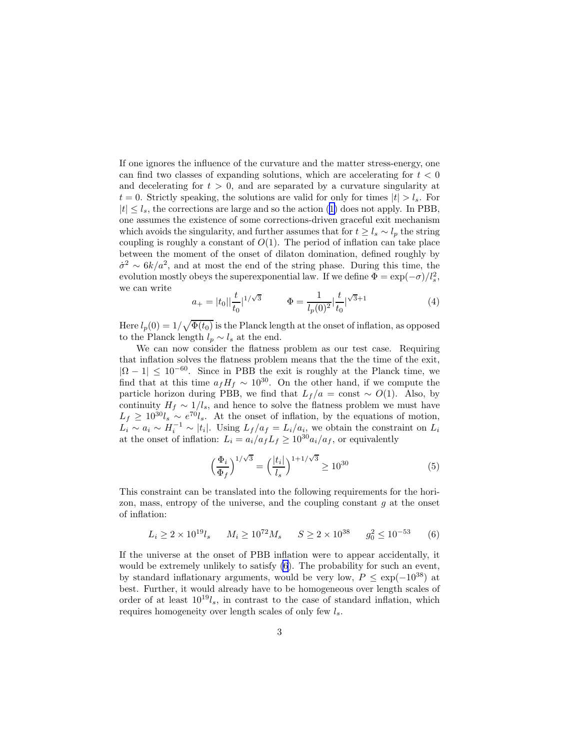If one ignores the influence of the curvature and the matter stress-energy, one can find two classes of expanding solutions, which are accelerating for $t < 0$ and decelerating for $t > 0$, and are separated by a curvature singularity at $t = 0$. Strictly speaking, the solutions are valid for only for times $|t| > l_s$. For $|t| \leq l_s$, the corrections are large and so the action (1) does not apply. In PBB, one assumes the existence of some corrections-driven graceful exit mechanism which avoids the singularity, and further assumes that for $t \geq l_s \sim l_p$ the string coupling is roughly a constant of $O(1)$. The period of inflation can take place between the moment of the onset of dilaton domination, defined roughly by $\dot{\sigma}^2 \sim 6k/a^2$, and at most the end of the string phase. During this time, the evolution mostly obeys the superexponential law. If we define $\Phi = \exp(-\sigma)/l_s^2$, we can write

$$a_+ = |t_0| |\frac{t}{t_0}|^{1/\sqrt{3}} \qquad \Phi = \frac{1}{l_p(0)^2} |\frac{t}{t_0}|^{\sqrt{3}+1} \tag{4}$$

Here $l_p(0) = 1/\sqrt{\Phi(t_0)}$ is the Planck length at the onset of inflation, as opposed to the Planck length $l_p \sim l_s$ at the end.

We can now consider the flatness problem as our test case. Requiring that inflation solves the flatness problem means that the the time of the exit, $|\Omega - 1| \leq 10^{-60}$. Since in PBB the exit is roughly at the Planck time, we find that at this time $a_f H_f \sim 10^{30}$. On the other hand, if we compute the particle horizon during PBB, we find that $L_f/a = \mathrm{const} \sim O(1)$. Also, by continuity $H_f \sim 1/l_s$, and hence to solve the flatness problem we must have $L_f \geq 10^{30} l_s \sim e^{70} l_s$. At the onset of inflation, by the equations of motion, $L_i \sim a_i \sim H_i^{-1} \sim |t_i|$. Using $L_f/a_f = L_i/a_i$, we obtain the constraint on $L_i$ at the onset of inflation: $L_i = a_i/a_f L_f \geq 10^{30} a_i/a_f$, or equivalently

$$\Big(\frac{\Phi_i}{\Phi_f}\Big)^{1/\sqrt{3}} = \Big(\frac{|t_i|}{l_s}\Big)^{1+1/\sqrt{3}} \geq 10^{30} \tag{5}$$

This constraint can be translated into the following requirements for the horizon, mass, entropy of the universe, and the coupling constant $g$ at the onset of inflation:

$$L_i \geq 2 \times 10^{19} l_s \qquad M_i \geq 10^{72} M_s \qquad S \geq 2 \times 10^{38} \qquad g_0^2 \leq 10^{-53} \tag{6}$$

If the universe at the onset of PBB inflation were to appear accidentally, it would be extremely unlikely to satisfy (6). The probability for such an event, by standard inflationary arguments, would be very low, $P \leq \exp(-10^{38})$ at best. Further, it would already have to be homogeneous over length scales of order of at least $10^{19} l_s$, in contrast to the case of standard inflation, which requires homogeneity over length scales of only few $l_s$.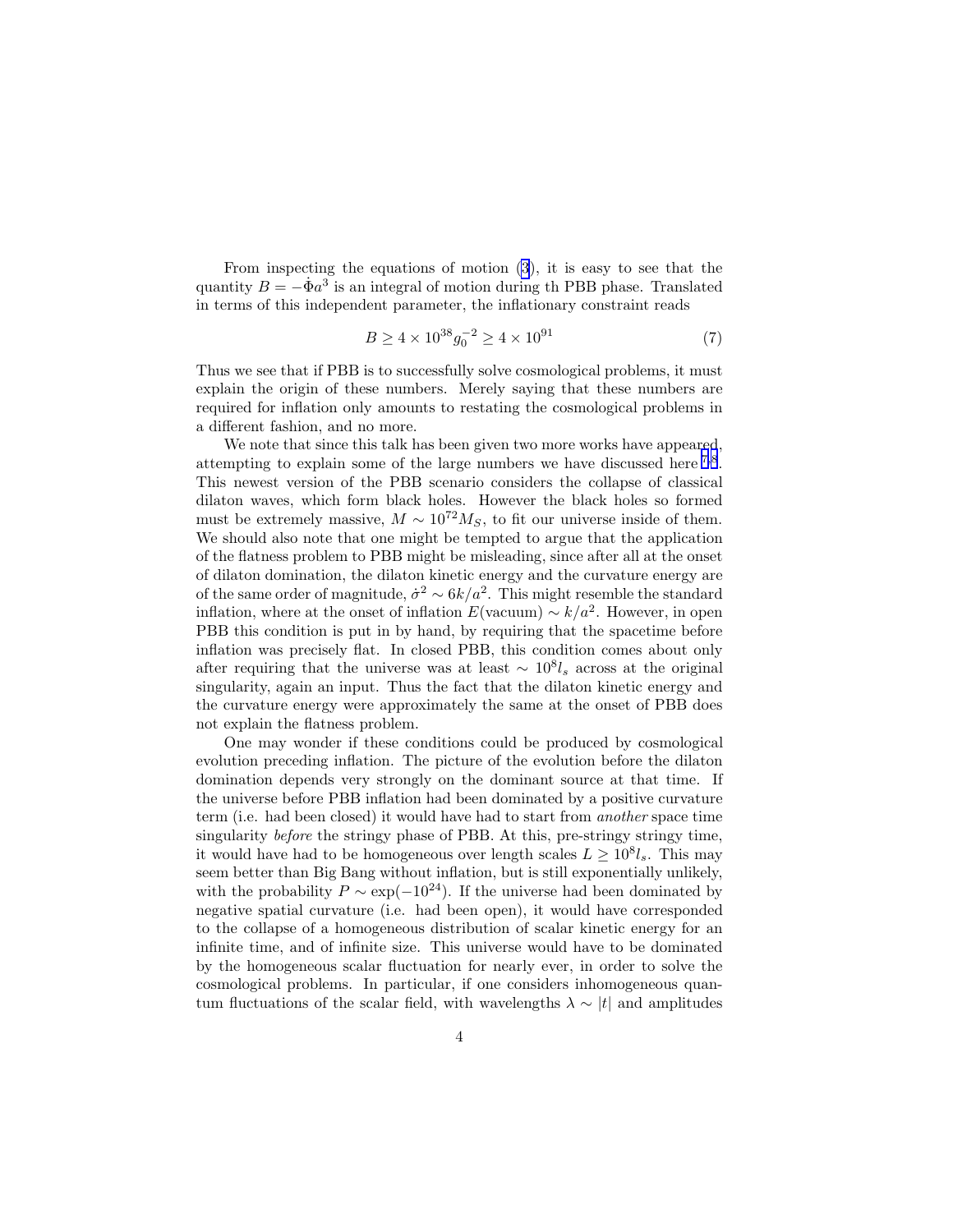From inspecting the equations of motion (3), it is easy to see that the quantity $B = -\dot{\Phi} a^3$ is an integral of motion during th PBB phase. Translated in terms of this independent parameter, the inflationary constraint reads

$$B \geq 4 \times 10^{38} g_0^{-2} \geq 4 \times 10^{91} \tag{7}$$

Thus we see that if PBB is to successfully solve cosmological problems, it must explain the origin of these numbers. Merely saying that these numbers are required for inflation only amounts to restating the cosmological problems in a different fashion, and no more.

We note that since this talk has been given two more works have appeared, attempting to explain some of the large numbers we have discussed here [7,8]. This newest version of the PBB scenario considers the collapse of classical dilaton waves, which form black holes. However the black holes so formed must be extremely massive, $M \sim 10^{72} M_S$, to fit our universe inside of them. We should also note that one might be tempted to argue that the application of the flatness problem to PBB might be misleading, since after all at the onset of dilaton domination, the dilaton kinetic energy and the curvature energy are of the same order of magnitude, $\dot{\sigma}^2 \sim 6k/a^2$. This might resemble the standard inflation, where at the onset of inflation $E(\text{vacuum}) \sim k/a^2$. However, in open PBB this condition is put in by hand, by requiring that the spacetime before inflation was precisely flat. In closed PBB, this condition comes about only after requiring that the universe was at least $\sim 10^8 l_s$ across at the original singularity, again an input. Thus the fact that the dilaton kinetic energy and the curvature energy were approximately the same at the onset of PBB does not explain the flatness problem.

One may wonder if these conditions could be produced by cosmological evolution preceding inflation. The picture of the evolution before the dilaton domination depends very strongly on the dominant source at that time. If the universe before PBB inflation had been dominated by a positive curvature term (i.e. had been closed) it would have had to start from *another* space time singularity *before* the stringy phase of PBB. At this, pre-stringy stringy time, it would have had to be homogeneous over length scales $L \geq 10^8 l_s$. This may seem better than Big Bang without inflation, but is still exponentially unlikely, with the probability $P \sim \exp(-10^{24})$. If the universe had been dominated by negative spatial curvature (i.e. had been open), it would have corresponded to the collapse of a homogeneous distribution of scalar kinetic energy for an infinite time, and of infinite size. This universe would have to be dominated by the homogeneous scalar fluctuation for nearly ever, in order to solve the cosmological problems. In particular, if one considers inhomogeneous quantum fluctuations of the scalar field, with wavelengths $\lambda \sim |t|$ and amplitudes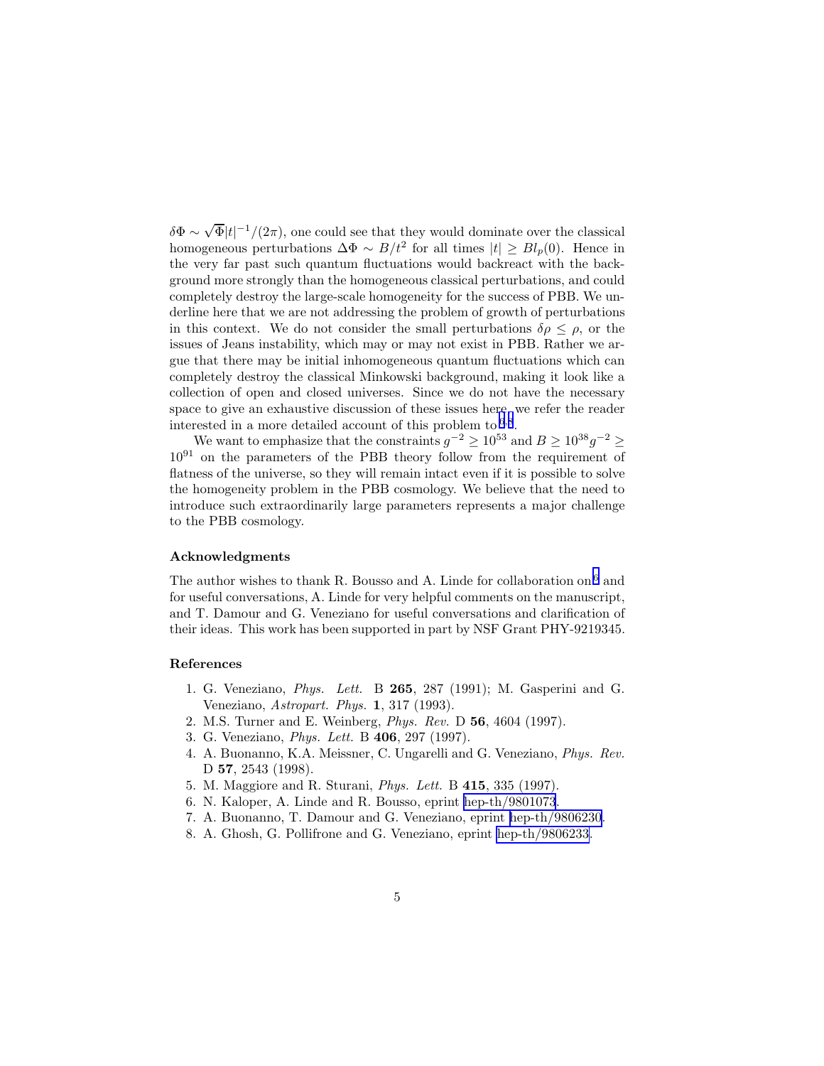$\delta\Phi \sim \sqrt{\Phi}|t|^{-1}/(2\pi)$, one could see that they would dominate over the classical homogeneous perturbations $\Delta\Phi \sim B/t^2$ for all times $|t| \geq Bl_p(0)$. Hence in the very far past such quantum fluctuations would backreact with the background more strongly than the homogeneous classical perturbations, and could completely destroy the large-scale homogeneity for the success of PBB. We underline here that we are not addressing the problem of growth of perturbations in this context. We do not consider the small perturbations $\delta\rho \leq \rho$, or the issues of Jeans instability, which may or may not exist in PBB. Rather we argue that there may be initial inhomogeneous quantum fluctuations which can completely destroy the classical Minkowski background, making it look like a collection of open and closed universes. Since we do not have the necessary space to give an exhaustive discussion of these issues here, we refer the reader interested in a more detailed account of this problem to[6,8].

We want to emphasize that the constraints $g^{-2} \geq 10^{53}$ and $B \geq 10^{38} g^{-2} \geq 10^{91}$ on the parameters of the PBB theory follow from the requirement of flatness of the universe, so they will remain intact even if it is possible to solve the homogeneity problem in the PBB cosmology. We believe that the need to introduce such extraordinarily large parameters represents a major challenge to the PBB cosmology.

### Acknowledgments

The author wishes to thank R. Bousso and A. Linde for collaboration on[6] and for useful conversations, A. Linde for very helpful comments on the manuscript, and T. Damour and G. Veneziano for useful conversations and clarification of their ideas. This work has been supported in part by NSF Grant PHY-9219345.

### References

1. G. Veneziano, *Phys. Lett.* B **265**, 287 (1991); M. Gasperini and G. Veneziano, *Astropart. Phys.* **1**, 317 (1993).
2. M.S. Turner and E. Weinberg, *Phys. Rev.* D **56**, 4604 (1997).
3. G. Veneziano, *Phys. Lett.* B **406**, 297 (1997).
4. A. Buonanno, K.A. Meissner, C. Ungarelli and G. Veneziano, *Phys. Rev.* D **57**, 2543 (1998).
5. M. Maggiore and R. Sturani, *Phys. Lett.* B **415**, 335 (1997).
6. N. Kaloper, A. Linde and R. Bousso, eprint hep-th/9801073.
7. A. Buonanno, T. Damour and G. Veneziano, eprint hep-th/9806230.
8. A. Ghosh, G. Pollifrone and G. Veneziano, eprint hep-th/9806233.